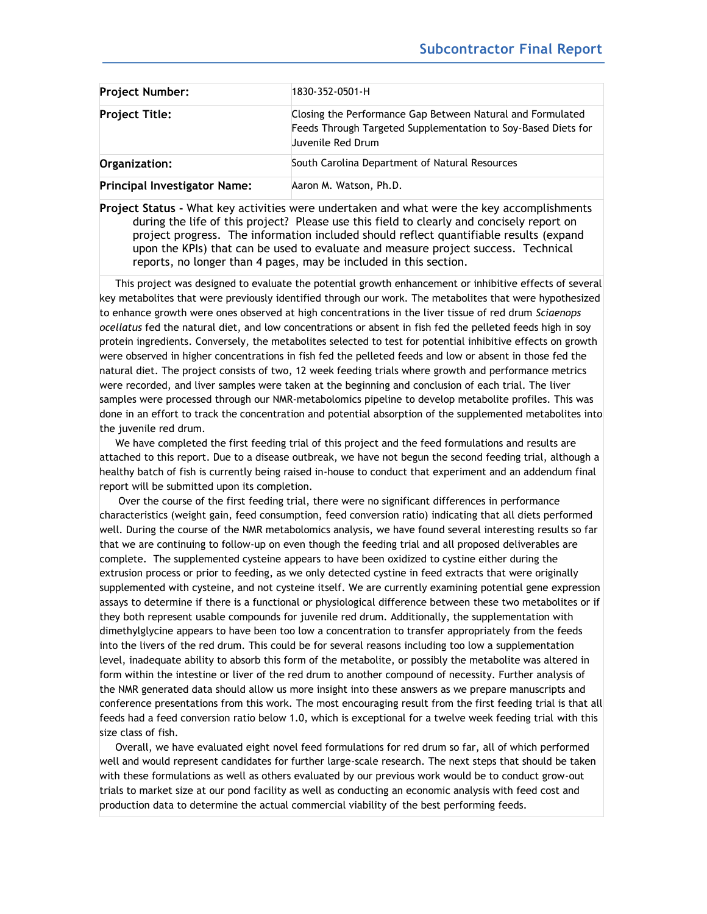# Subcontractor Final Report

| | |
|---|---|
| **Project Number:** | 1830-352-0501-H |
| **Project Title:** | Closing the Performance Gap Between Natural and Formulated Feeds Through Targeted Supplementation to Soy-Based Diets for Juvenile Red Drum |
| **Organization:** | South Carolina Department of Natural Resources |
| **Principal Investigator Name:** | Aaron M. Watson, Ph.D. |

**Project Status -** What key activities were undertaken and what were the key accomplishments during the life of this project? Please use this field to clearly and concisely report on project progress. The information included should reflect quantifiable results (expand upon the KPIs) that can be used to evaluate and measure project success. Technical reports, no longer than 4 pages, may be included in this section.

This project was designed to evaluate the potential growth enhancement or inhibitive effects of several key metabolites that were previously identified through our work. The metabolites that were hypothesized to enhance growth were ones observed at high concentrations in the liver tissue of red drum *Sciaenops ocellatus* fed the natural diet, and low concentrations or absent in fish fed the pelleted feeds high in soy protein ingredients. Conversely, the metabolites selected to test for potential inhibitive effects on growth were observed in higher concentrations in fish fed the pelleted feeds and low or absent in those fed the natural diet. The project consists of two, 12 week feeding trials where growth and performance metrics were recorded, and liver samples were taken at the beginning and conclusion of each trial. The liver samples were processed through our NMR-metabolomics pipeline to develop metabolite profiles. This was done in an effort to track the concentration and potential absorption of the supplemented metabolites into the juvenile red drum.

We have completed the first feeding trial of this project and the feed formulations and results are attached to this report. Due to a disease outbreak, we have not begun the second feeding trial, although a healthy batch of fish is currently being raised in-house to conduct that experiment and an addendum final report will be submitted upon its completion.

Over the course of the first feeding trial, there were no significant differences in performance characteristics (weight gain, feed consumption, feed conversion ratio) indicating that all diets performed well. During the course of the NMR metabolomics analysis, we have found several interesting results so far that we are continuing to follow-up on even though the feeding trial and all proposed deliverables are complete. The supplemented cysteine appears to have been oxidized to cystine either during the extrusion process or prior to feeding, as we only detected cystine in feed extracts that were originally supplemented with cysteine, and not cysteine itself. We are currently examining potential gene expression assays to determine if there is a functional or physiological difference between these two metabolites or if they both represent usable compounds for juvenile red drum. Additionally, the supplementation with dimethylglycine appears to have been too low a concentration to transfer appropriately from the feeds into the livers of the red drum. This could be for several reasons including too low a supplementation level, inadequate ability to absorb this form of the metabolite, or possibly the metabolite was altered in form within the intestine or liver of the red drum to another compound of necessity. Further analysis of the NMR generated data should allow us more insight into these answers as we prepare manuscripts and conference presentations from this work. The most encouraging result from the first feeding trial is that all feeds had a feed conversion ratio below 1.0, which is exceptional for a twelve week feeding trial with this size class of fish.

Overall, we have evaluated eight novel feed formulations for red drum so far, all of which performed well and would represent candidates for further large-scale research. The next steps that should be taken with these formulations as well as others evaluated by our previous work would be to conduct grow-out trials to market size at our pond facility as well as conducting an economic analysis with feed cost and production data to determine the actual commercial viability of the best performing feeds.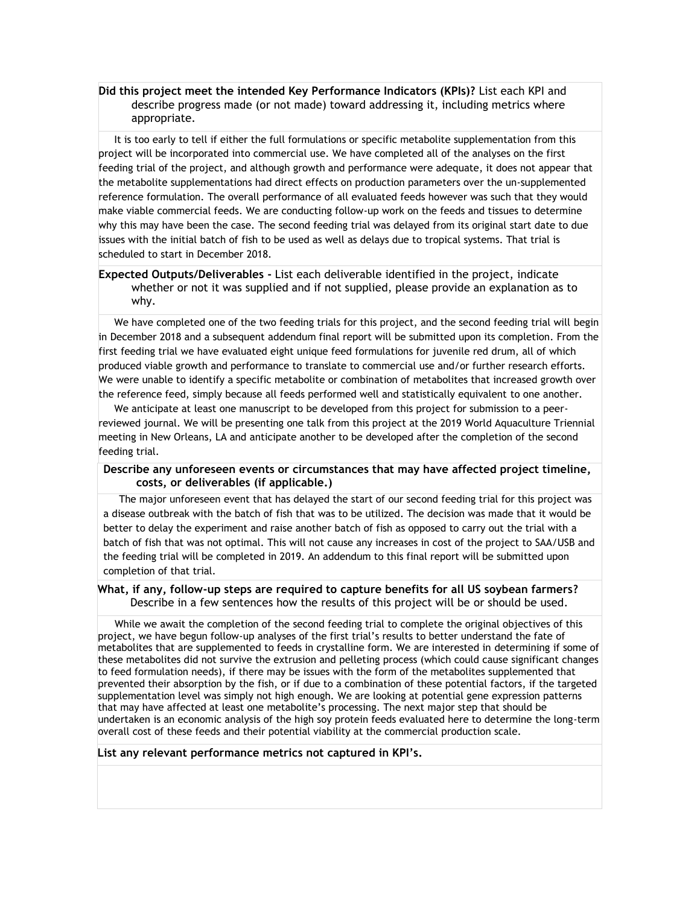**Did this project meet the intended Key Performance Indicators (KPIs)?** List each KPI and describe progress made (or not made) toward addressing it, including metrics where appropriate.

It is too early to tell if either the full formulations or specific metabolite supplementation from this project will be incorporated into commercial use. We have completed all of the analyses on the first feeding trial of the project, and although growth and performance were adequate, it does not appear that the metabolite supplementations had direct effects on production parameters over the un-supplemented reference formulation. The overall performance of all evaluated feeds however was such that they would make viable commercial feeds. We are conducting follow-up work on the feeds and tissues to determine why this may have been the case. The second feeding trial was delayed from its original start date to due issues with the initial batch of fish to be used as well as delays due to tropical systems. That trial is scheduled to start in December 2018.

**Expected Outputs/Deliverables -** List each deliverable identified in the project, indicate whether or not it was supplied and if not supplied, please provide an explanation as to why.

We have completed one of the two feeding trials for this project, and the second feeding trial will begin in December 2018 and a subsequent addendum final report will be submitted upon its completion. From the first feeding trial we have evaluated eight unique feed formulations for juvenile red drum, all of which produced viable growth and performance to translate to commercial use and/or further research efforts. We were unable to identify a specific metabolite or combination of metabolites that increased growth over the reference feed, simply because all feeds performed well and statistically equivalent to one another.

We anticipate at least one manuscript to be developed from this project for submission to a peer-reviewed journal. We will be presenting one talk from this project at the 2019 World Aquaculture Triennial meeting in New Orleans, LA and anticipate another to be developed after the completion of the second feeding trial.

**Describe any unforeseen events or circumstances that may have affected project timeline, costs, or deliverables (if applicable.)**

The major unforeseen event that has delayed the start of our second feeding trial for this project was a disease outbreak with the batch of fish that was to be utilized. The decision was made that it would be better to delay the experiment and raise another batch of fish as opposed to carry out the trial with a batch of fish that was not optimal. This will not cause any increases in cost of the project to SAA/USB and the feeding trial will be completed in 2019. An addendum to this final report will be submitted upon completion of that trial.

**What, if any, follow-up steps are required to capture benefits for all US soybean farmers?** Describe in a few sentences how the results of this project will be or should be used.

While we await the completion of the second feeding trial to complete the original objectives of this project, we have begun follow-up analyses of the first trial's results to better understand the fate of metabolites that are supplemented to feeds in crystalline form. We are interested in determining if some of these metabolites did not survive the extrusion and pelleting process (which could cause significant changes to feed formulation needs), if there may be issues with the form of the metabolites supplemented that prevented their absorption by the fish, or if due to a combination of these potential factors, if the targeted supplementation level was simply not high enough. We are looking at potential gene expression patterns that may have affected at least one metabolite's processing. The next major step that should be undertaken is an economic analysis of the high soy protein feeds evaluated here to determine the long-term overall cost of these feeds and their potential viability at the commercial production scale.

**List any relevant performance metrics not captured in KPI's.**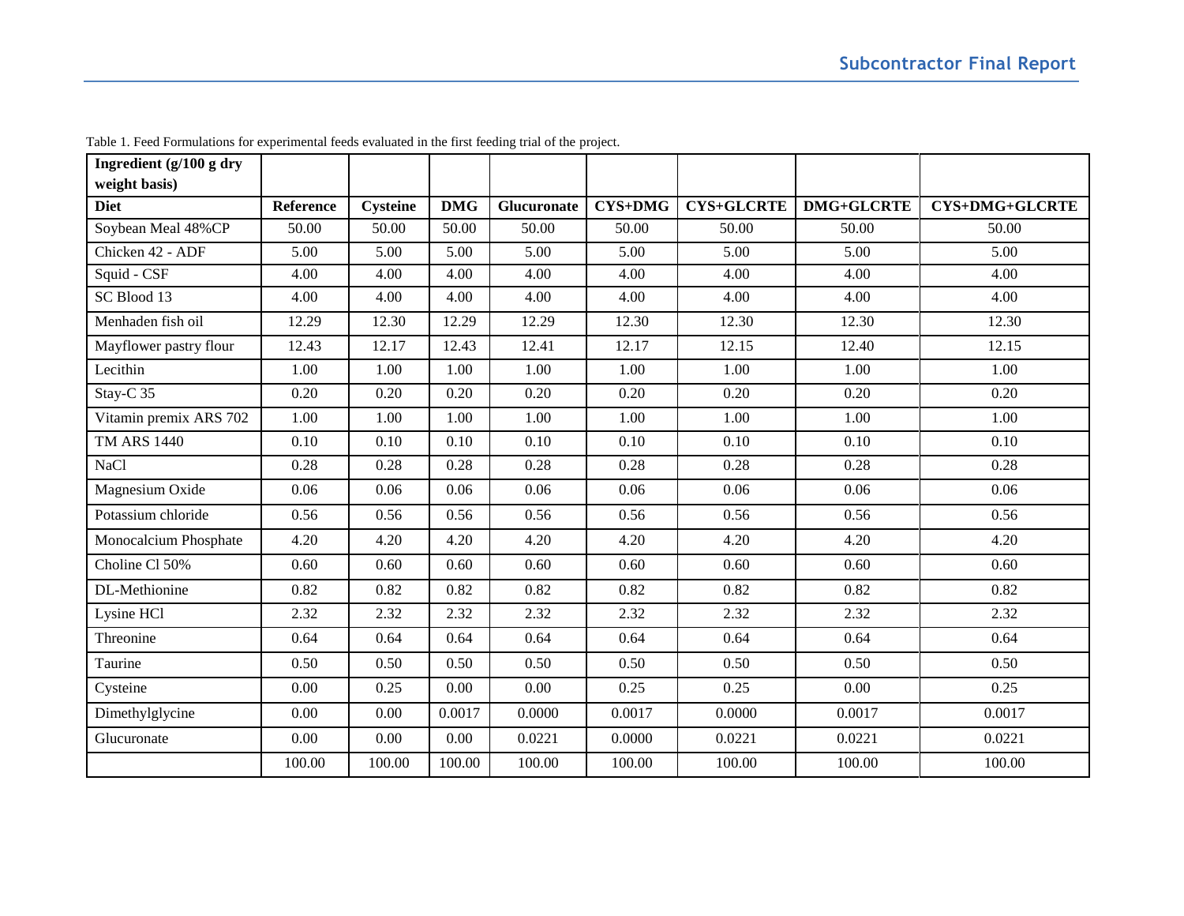Table 1. Feed Formulations for experimental feeds evaluated in the first feeding trial of the project.

| Ingredient (g/100 g dry weight basis) | | | | | | | | |
|---|---|---|---|---|---|---|---|---|
| **Diet** | **Reference** | **Cysteine** | **DMG** | **Glucuronate** | **CYS+DMG** | **CYS+GLCRTE** | **DMG+GLCRTE** | **CYS+DMG+GLCRTE** |
| Soybean Meal 48%CP | 50.00 | 50.00 | 50.00 | 50.00 | 50.00 | 50.00 | 50.00 | 50.00 |
| Chicken 42 - ADF | 5.00 | 5.00 | 5.00 | 5.00 | 5.00 | 5.00 | 5.00 | 5.00 |
| Squid - CSF | 4.00 | 4.00 | 4.00 | 4.00 | 4.00 | 4.00 | 4.00 | 4.00 |
| SC Blood 13 | 4.00 | 4.00 | 4.00 | 4.00 | 4.00 | 4.00 | 4.00 | 4.00 |
| Menhaden fish oil | 12.29 | 12.30 | 12.29 | 12.29 | 12.30 | 12.30 | 12.30 | 12.30 |
| Mayflower pastry flour | 12.43 | 12.17 | 12.43 | 12.41 | 12.17 | 12.15 | 12.40 | 12.15 |
| Lecithin | 1.00 | 1.00 | 1.00 | 1.00 | 1.00 | 1.00 | 1.00 | 1.00 |
| Stay-C 35 | 0.20 | 0.20 | 0.20 | 0.20 | 0.20 | 0.20 | 0.20 | 0.20 |
| Vitamin premix ARS 702 | 1.00 | 1.00 | 1.00 | 1.00 | 1.00 | 1.00 | 1.00 | 1.00 |
| TM ARS 1440 | 0.10 | 0.10 | 0.10 | 0.10 | 0.10 | 0.10 | 0.10 | 0.10 |
| NaCl | 0.28 | 0.28 | 0.28 | 0.28 | 0.28 | 0.28 | 0.28 | 0.28 |
| Magnesium Oxide | 0.06 | 0.06 | 0.06 | 0.06 | 0.06 | 0.06 | 0.06 | 0.06 |
| Potassium chloride | 0.56 | 0.56 | 0.56 | 0.56 | 0.56 | 0.56 | 0.56 | 0.56 |
| Monocalcium Phosphate | 4.20 | 4.20 | 4.20 | 4.20 | 4.20 | 4.20 | 4.20 | 4.20 |
| Choline Cl 50% | 0.60 | 0.60 | 0.60 | 0.60 | 0.60 | 0.60 | 0.60 | 0.60 |
| DL-Methionine | 0.82 | 0.82 | 0.82 | 0.82 | 0.82 | 0.82 | 0.82 | 0.82 |
| Lysine HCl | 2.32 | 2.32 | 2.32 | 2.32 | 2.32 | 2.32 | 2.32 | 2.32 |
| Threonine | 0.64 | 0.64 | 0.64 | 0.64 | 0.64 | 0.64 | 0.64 | 0.64 |
| Taurine | 0.50 | 0.50 | 0.50 | 0.50 | 0.50 | 0.50 | 0.50 | 0.50 |
| Cysteine | 0.00 | 0.25 | 0.00 | 0.00 | 0.25 | 0.25 | 0.00 | 0.25 |
| Dimethylglycine | 0.00 | 0.00 | 0.0017 | 0.0000 | 0.0017 | 0.0000 | 0.0017 | 0.0017 |
| Glucuronate | 0.00 | 0.00 | 0.00 | 0.0221 | 0.0000 | 0.0221 | 0.0221 | 0.0221 |
| | 100.00 | 100.00 | 100.00 | 100.00 | 100.00 | 100.00 | 100.00 | 100.00 |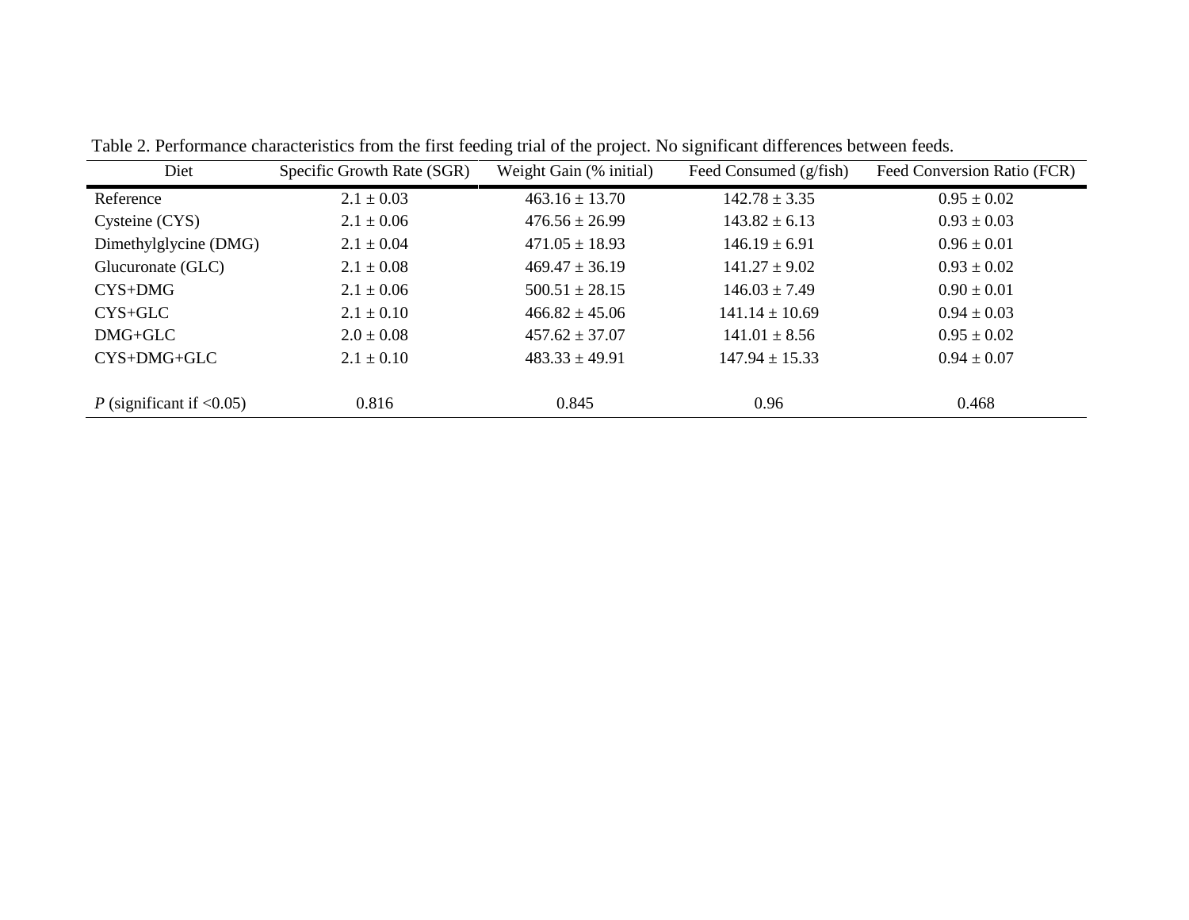Table 2. Performance characteristics from the first feeding trial of the project. No significant differences between feeds.

| Diet | Specific Growth Rate (SGR) | Weight Gain (% initial) | Feed Consumed (g/fish) | Feed Conversion Ratio (FCR) |
|---|---|---|---|---|
| Reference | 2.1 ± 0.03 | 463.16 ± 13.70 | 142.78 ± 3.35 | 0.95 ± 0.02 |
| Cysteine (CYS) | 2.1 ± 0.06 | 476.56 ± 26.99 | 143.82 ± 6.13 | 0.93 ± 0.03 |
| Dimethylglycine (DMG) | 2.1 ± 0.04 | 471.05 ± 18.93 | 146.19 ± 6.91 | 0.96 ± 0.01 |
| Glucuronate (GLC) | 2.1 ± 0.08 | 469.47 ± 36.19 | 141.27 ± 9.02 | 0.93 ± 0.02 |
| CYS+DMG | 2.1 ± 0.06 | 500.51 ± 28.15 | 146.03 ± 7.49 | 0.90 ± 0.01 |
| CYS+GLC | 2.1 ± 0.10 | 466.82 ± 45.06 | 141.14 ± 10.69 | 0.94 ± 0.03 |
| DMG+GLC | 2.0 ± 0.08 | 457.62 ± 37.07 | 141.01 ± 8.56 | 0.95 ± 0.02 |
| CYS+DMG+GLC | 2.1 ± 0.10 | 483.33 ± 49.91 | 147.94 ± 15.33 | 0.94 ± 0.07 |
| $P$ (significant if $<0.05$) | 0.816 | 0.845 | 0.96 | 0.468 |